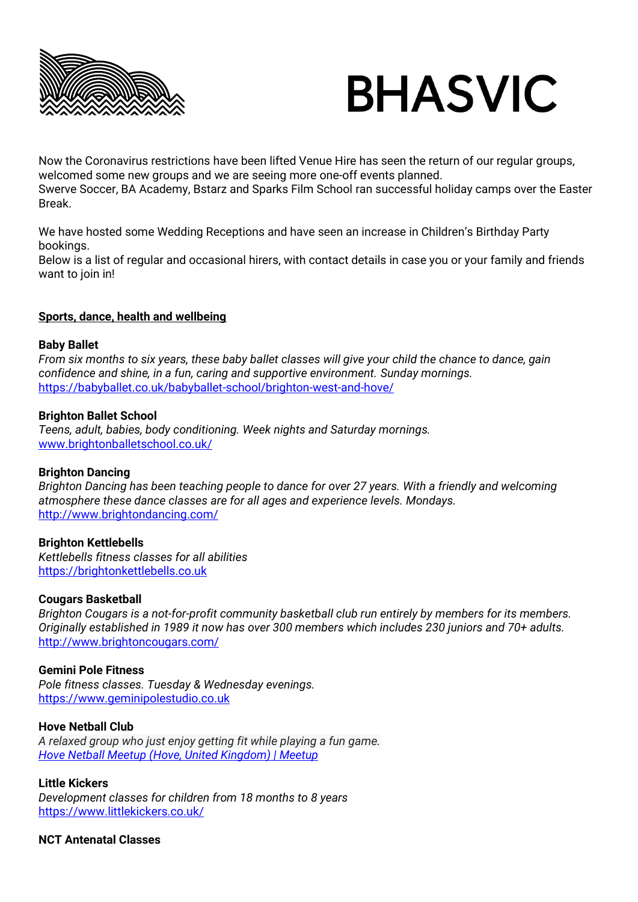# BHASVIC

Now the Coronavirus restrictions have been lifted Venue Hire has seen the return of our regular groups, welcomed some new groups and we are seeing more one-off events planned.
Swerve Soccer, BA Academy, Bstarz and Sparks Film School ran successful holiday camps over the Easter Break.

We have hosted some Wedding Receptions and have seen an increase in Children's Birthday Party bookings.
Below is a list of regular and occasional hirers, with contact details in case you or your family and friends want to join in!

## Sports, dance, health and wellbeing

**Baby Ballet**
*From six months to six years, these baby ballet classes will give your child the chance to dance, gain confidence and shine, in a fun, caring and supportive environment. Sunday mornings.*
https://babyballet.co.uk/babyballet-school/brighton-west-and-hove/

**Brighton Ballet School**
*Teens, adult, babies, body conditioning. Week nights and Saturday mornings.*
www.brightonballetschool.co.uk/

**Brighton Dancing**
*Brighton Dancing has been teaching people to dance for over 27 years. With a friendly and welcoming atmosphere these dance classes are for all ages and experience levels. Mondays.*
http://www.brightondancing.com/

**Brighton Kettlebells**
*Kettlebells fitness classes for all abilities*
https://brightonkettlebells.co.uk

**Cougars Basketball**
*Brighton Cougars is a not-for-profit community basketball club run entirely by members for its members. Originally established in 1989 it now has over 300 members which includes 230 juniors and 70+ adults.*
http://www.brightoncougars.com/

**Gemini Pole Fitness**
*Pole fitness classes. Tuesday & Wednesday evenings.*
https://www.geminipolestudio.co.uk

**Hove Netball Club**
*A relaxed group who just enjoy getting fit while playing a fun game.*
*Hove Netball Meetup (Hove, United Kingdom) | Meetup*

**Little Kickers**
*Development classes for children from 18 months to 8 years*
https://www.littlekickers.co.uk/

**NCT Antenatal Classes**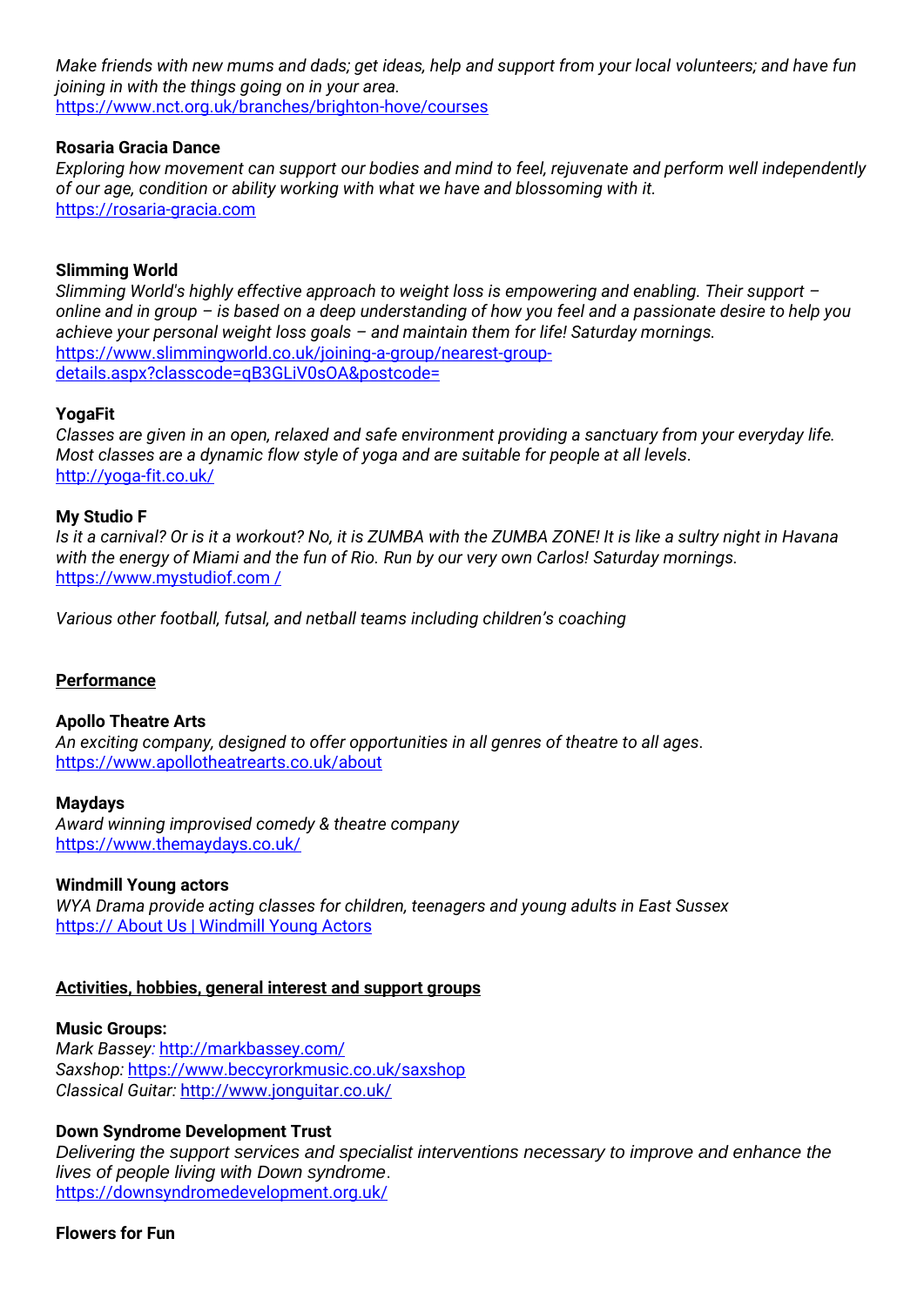*Make friends with new mums and dads; get ideas, help and support from your local volunteers; and have fun joining in with the things going on in your area.*
https://www.nct.org.uk/branches/brighton-hove/courses

**Rosaria Gracia Dance**
*Exploring how movement can support our bodies and mind to feel, rejuvenate and perform well independently of our age, condition or ability working with what we have and blossoming with it.*
https://rosaria-gracia.com

**Slimming World**
*Slimming World's highly effective approach to weight loss is empowering and enabling. Their support – online and in group – is based on a deep understanding of how you feel and a passionate desire to help you achieve your personal weight loss goals – and maintain them for life! Saturday mornings.*
https://www.slimmingworld.co.uk/joining-a-group/nearest-group-details.aspx?classcode=qB3GLiV0sOA&postcode=

**YogaFit**
*Classes are given in an open, relaxed and safe environment providing a sanctuary from your everyday life. Most classes are a dynamic flow style of yoga and are suitable for people at all levels.*
http://yoga-fit.co.uk/

**My Studio F**
*Is it a carnival? Or is it a workout? No, it is ZUMBA with the ZUMBA ZONE! It is like a sultry night in Havana with the energy of Miami and the fun of Rio. Run by our very own Carlos! Saturday mornings.*
https://www.mystudiof.com /

*Various other football, futsal, and netball teams including children's coaching*

## Performance

**Apollo Theatre Arts**
*An exciting company, designed to offer opportunities in all genres of theatre to all ages.*
https://www.apollotheatrearts.co.uk/about

**Maydays**
*Award winning improvised comedy & theatre company*
https://www.themaydays.co.uk/

**Windmill Young actors**
*WYA Drama provide acting classes for children, teenagers and young adults in East Sussex*
https:// About Us | Windmill Young Actors

## Activities, hobbies, general interest and support groups

**Music Groups:**
*Mark Bassey:* http://markbassey.com/
*Saxshop:* https://www.beccyrorkmusic.co.uk/saxshop
*Classical Guitar:* http://www.jonguitar.co.uk/

**Down Syndrome Development Trust**
*Delivering the support services and specialist interventions necessary to improve and enhance the lives of people living with Down syndrome.*
https://downsyndromedevelopment.org.uk/

**Flowers for Fun**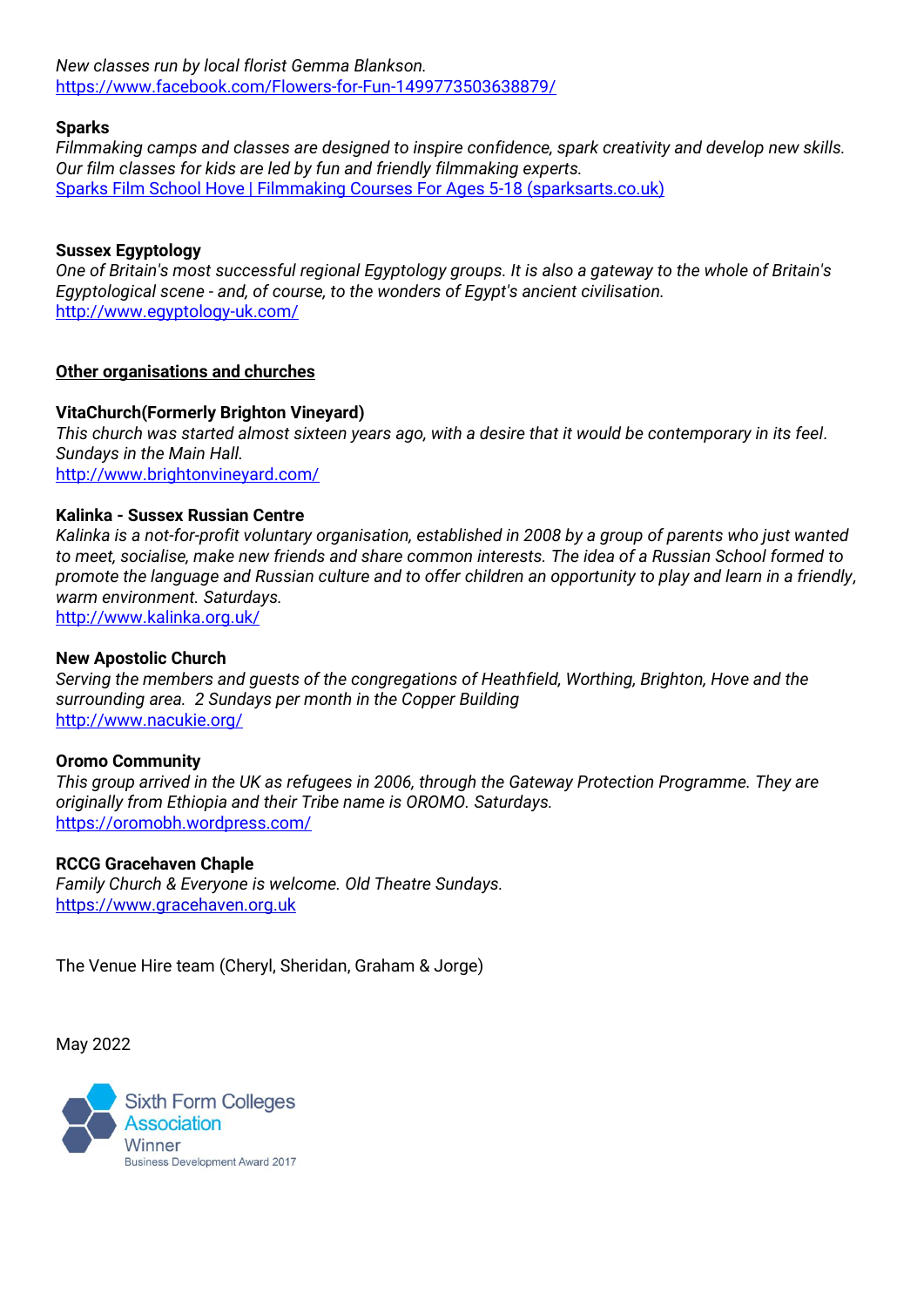*New classes run by local florist Gemma Blankson.*
https://www.facebook.com/Flowers-for-Fun-1499773503638879/

**Sparks**
*Filmmaking camps and classes are designed to inspire confidence, spark creativity and develop new skills. Our film classes for kids are led by fun and friendly filmmaking experts.*
[Sparks Film School Hove | Filmmaking Courses For Ages 5-18 (sparksarts.co.uk)](sparksarts.co.uk)

**Sussex Egyptology**
*One of Britain's most successful regional Egyptology groups. It is also a gateway to the whole of Britain's Egyptological scene - and, of course, to the wonders of Egypt's ancient civilisation.*
http://www.egyptology-uk.com/

**<u>Other organisations and churches</u>**

**VitaChurch(Formerly Brighton Vineyard)**
*This church was started almost sixteen years ago, with a desire that it would be contemporary in its feel. Sundays in the Main Hall.*
http://www.brightonvineyard.com/

**Kalinka - Sussex Russian Centre**
*Kalinka is a not-for-profit voluntary organisation, established in 2008 by a group of parents who just wanted to meet, socialise, make new friends and share common interests. The idea of a Russian School formed to promote the language and Russian culture and to offer children an opportunity to play and learn in a friendly, warm environment. Saturdays.*
http://www.kalinka.org.uk/

**New Apostolic Church**
*Serving the members and guests of the congregations of Heathfield, Worthing, Brighton, Hove and the surrounding area.  2 Sundays per month in the Copper Building*
http://www.nacukie.org/

**Oromo Community**
*This group arrived in the UK as refugees in 2006, through the Gateway Protection Programme. They are originally from Ethiopia and their Tribe name is OROMO. Saturdays.*
https://oromobh.wordpress.com/

**RCCG Gracehaven Chaple**
*Family Church & Everyone is welcome. Old Theatre Sundays.*
https://www.gracehaven.org.uk

The Venue Hire team (Cheryl, Sheridan, Graham & Jorge)

May 2022

Sixth Form Colleges Association
Winner
Business Development Award 2017